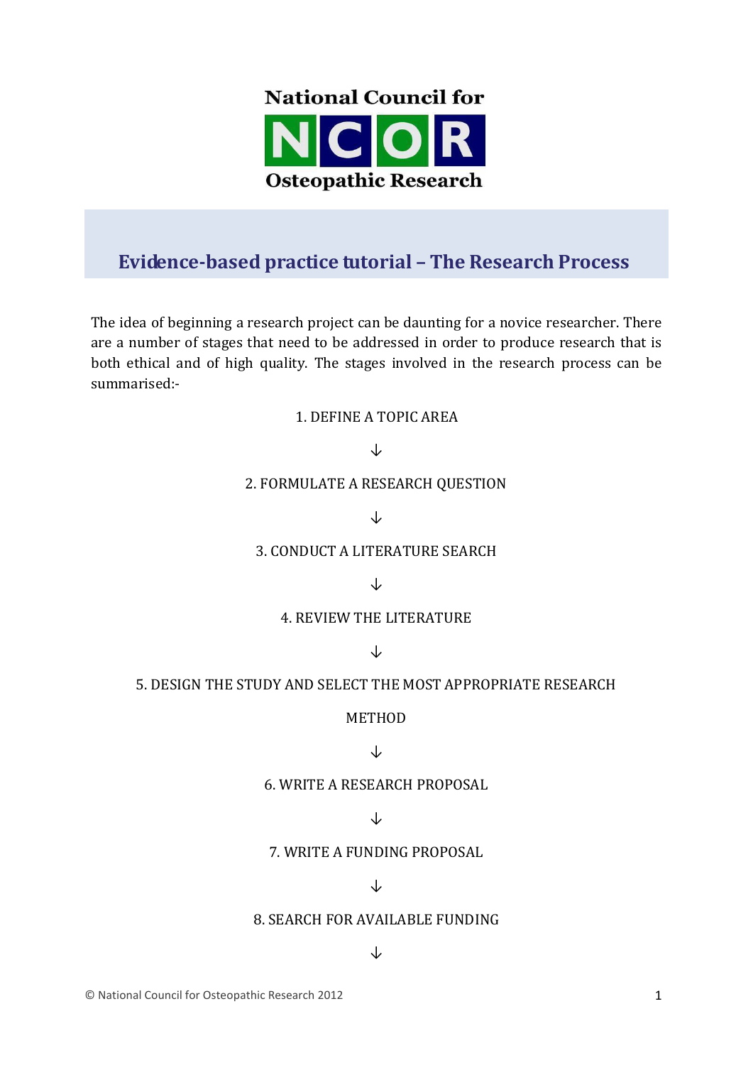National Council for NCOR Osteopathic Research

# Evidence-based practice tutorial – The Research Process

The idea of beginning a research project can be daunting for a novice researcher. There are a number of stages that need to be addressed in order to produce research that is both ethical and of high quality. The stages involved in the research process can be summarised:-

1. DEFINE A TOPIC AREA

↓

2. FORMULATE A RESEARCH QUESTION

↓

3. CONDUCT A LITERATURE SEARCH

↓

4. REVIEW THE LITERATURE

↓

5. DESIGN THE STUDY AND SELECT THE MOST APPROPRIATE RESEARCH METHOD

↓

6. WRITE A RESEARCH PROPOSAL

↓

7. WRITE A FUNDING PROPOSAL

↓

8. SEARCH FOR AVAILABLE FUNDING

↓

© National Council for Osteopathic Research 2012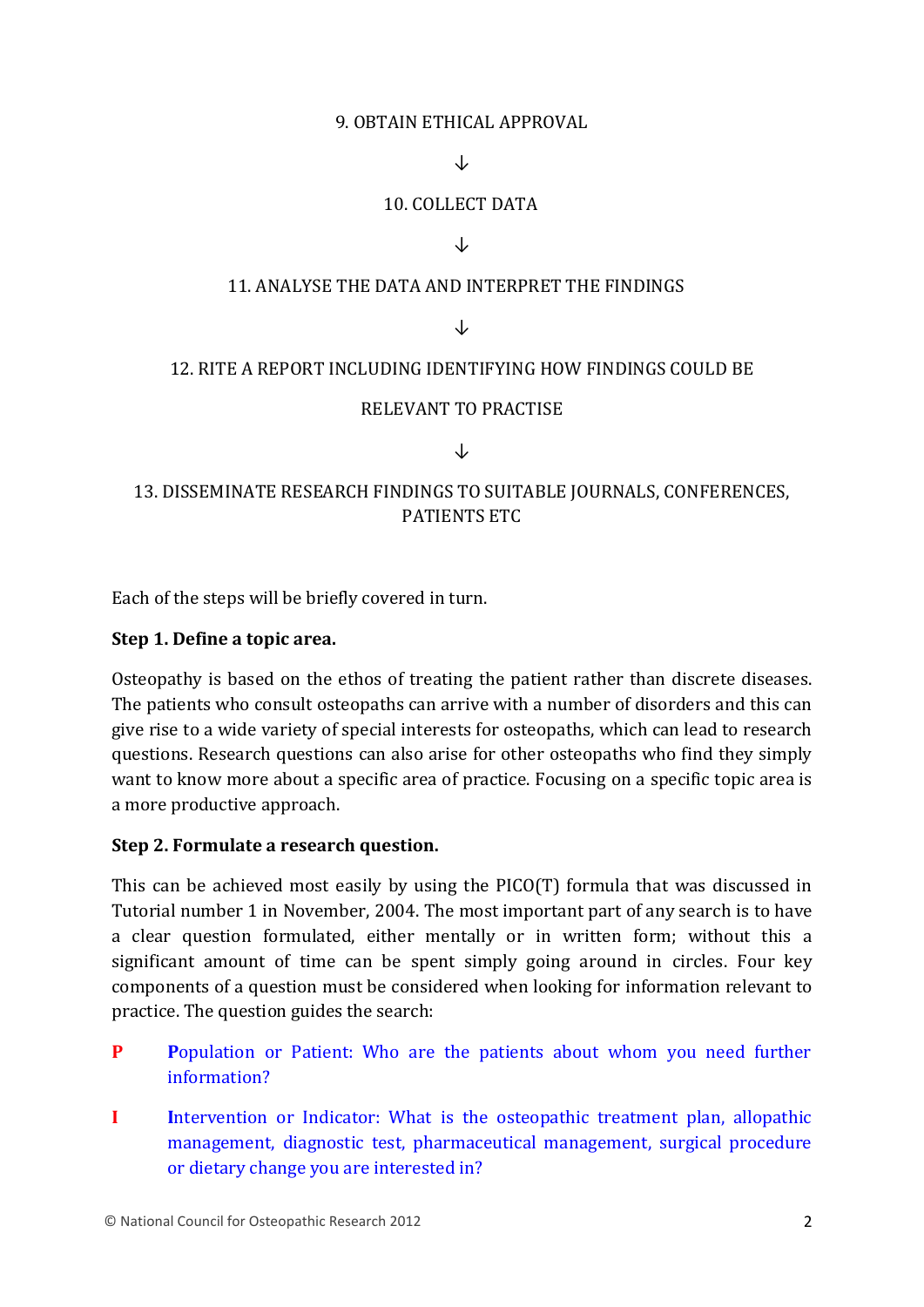9. OBTAIN ETHICAL APPROVAL

↓

10. COLLECT DATA

↓

11. ANALYSE THE DATA AND INTERPRET THE FINDINGS

↓

12. RITE A REPORT INCLUDING IDENTIFYING HOW FINDINGS COULD BE RELEVANT TO PRACTISE

↓

13. DISSEMINATE RESEARCH FINDINGS TO SUITABLE JOURNALS, CONFERENCES, PATIENTS ETC

Each of the steps will be briefly covered in turn.

**Step 1. Define a topic area.**

Osteopathy is based on the ethos of treating the patient rather than discrete diseases. The patients who consult osteopaths can arrive with a number of disorders and this can give rise to a wide variety of special interests for osteopaths, which can lead to research questions. Research questions can also arise for other osteopaths who find they simply want to know more about a specific area of practice. Focusing on a specific topic area is a more productive approach.

**Step 2. Formulate a research question.**

This can be achieved most easily by using the PICO(T) formula that was discussed in Tutorial number 1 in November, 2004. The most important part of any search is to have a clear question formulated, either mentally or in written form; without this a significant amount of time can be spent simply going around in circles. Four key components of a question must be considered when looking for information relevant to practice. The question guides the search:

**P** **P**opulation or Patient: Who are the patients about whom you need further information?

**I** **I**ntervention or Indicator: What is the osteopathic treatment plan, allopathic management, diagnostic test, pharmaceutical management, surgical procedure or dietary change you are interested in?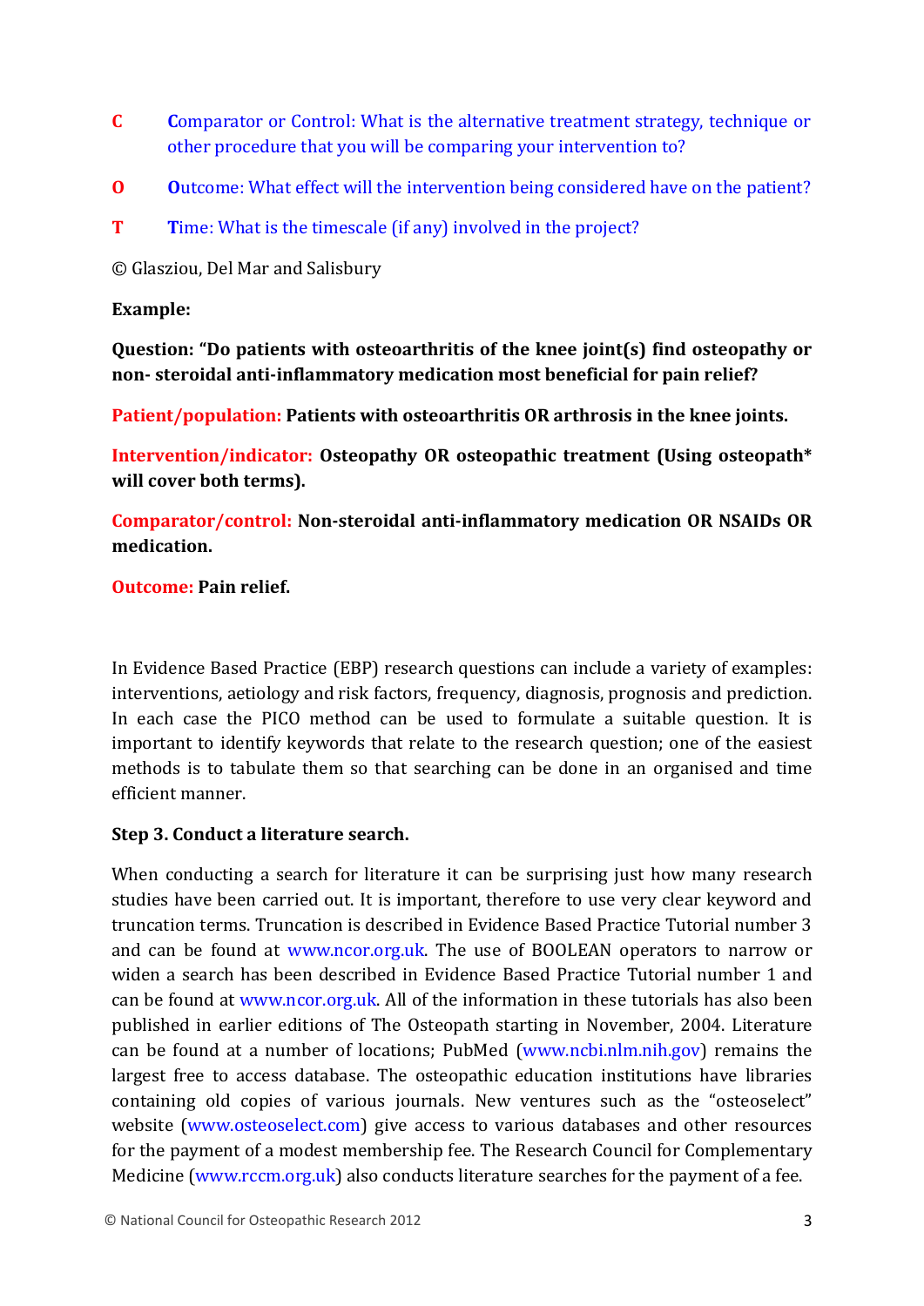**C** **C**omparator or Control: What is the alternative treatment strategy, technique or other procedure that you will be comparing your intervention to?

**O** **O**utcome: What effect will the intervention being considered have on the patient?

**T** **T**ime: What is the timescale (if any) involved in the project?

© Glasziou, Del Mar and Salisbury

**Example:**

**Question: "Do patients with osteoarthritis of the knee joint(s) find osteopathy or non- steroidal anti-inflammatory medication most beneficial for pain relief?**

**Patient/population: Patients with osteoarthritis OR arthrosis in the knee joints.**

**Intervention/indicator: Osteopathy OR osteopathic treatment (Using osteopath* will cover both terms).**

**Comparator/control: Non-steroidal anti-inflammatory medication OR NSAIDs OR medication.**

**Outcome: Pain relief.**

In Evidence Based Practice (EBP) research questions can include a variety of examples: interventions, aetiology and risk factors, frequency, diagnosis, prognosis and prediction. In each case the PICO method can be used to formulate a suitable question. It is important to identify keywords that relate to the research question; one of the easiest methods is to tabulate them so that searching can be done in an organised and time efficient manner.

**Step 3. Conduct a literature search.**

When conducting a search for literature it can be surprising just how many research studies have been carried out. It is important, therefore to use very clear keyword and truncation terms. Truncation is described in Evidence Based Practice Tutorial number 3 and can be found at www.ncor.org.uk. The use of BOOLEAN operators to narrow or widen a search has been described in Evidence Based Practice Tutorial number 1 and can be found at www.ncor.org.uk. All of the information in these tutorials has also been published in earlier editions of The Osteopath starting in November, 2004. Literature can be found at a number of locations; PubMed (www.ncbi.nlm.nih.gov) remains the largest free to access database. The osteopathic education institutions have libraries containing old copies of various journals. New ventures such as the "osteoselect" website (www.osteoselect.com) give access to various databases and other resources for the payment of a modest membership fee. The Research Council for Complementary Medicine (www.rccm.org.uk) also conducts literature searches for the payment of a fee.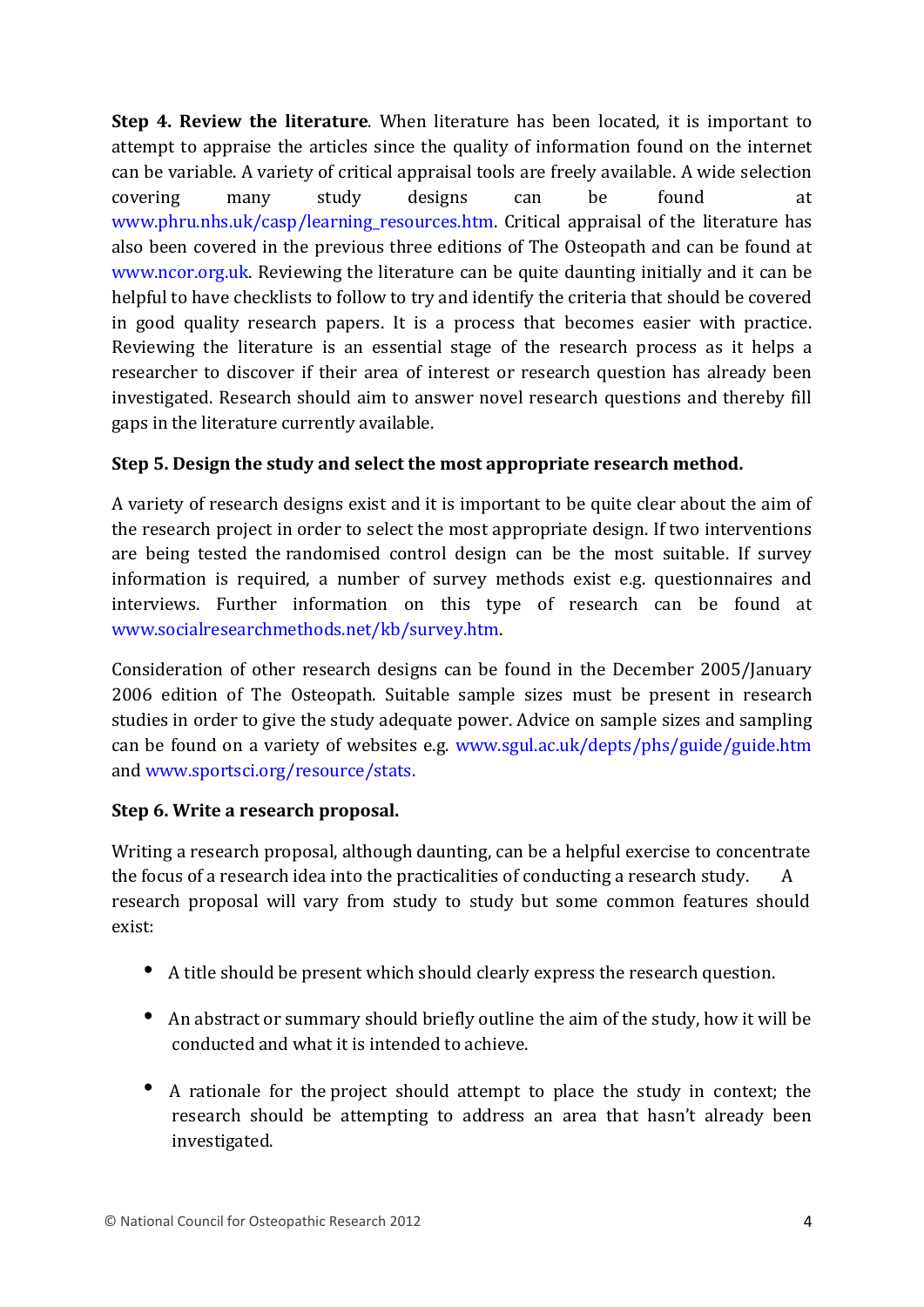**Step 4. Review the literature**. When literature has been located, it is important to attempt to appraise the articles since the quality of information found on the internet can be variable. A variety of critical appraisal tools are freely available. A wide selection covering many study designs can be found at www.phru.nhs.uk/casp/learning_resources.htm. Critical appraisal of the literature has also been covered in the previous three editions of The Osteopath and can be found at www.ncor.org.uk. Reviewing the literature can be quite daunting initially and it can be helpful to have checklists to follow to try and identify the criteria that should be covered in good quality research papers. It is a process that becomes easier with practice. Reviewing the literature is an essential stage of the research process as it helps a researcher to discover if their area of interest or research question has already been investigated. Research should aim to answer novel research questions and thereby fill gaps in the literature currently available.

**Step 5. Design the study and select the most appropriate research method.**

A variety of research designs exist and it is important to be quite clear about the aim of the research project in order to select the most appropriate design. If two interventions are being tested the randomised control design can be the most suitable. If survey information is required, a number of survey methods exist e.g. questionnaires and interviews. Further information on this type of research can be found at www.socialresearchmethods.net/kb/survey.htm.

Consideration of other research designs can be found in the December 2005/January 2006 edition of The Osteopath. Suitable sample sizes must be present in research studies in order to give the study adequate power. Advice on sample sizes and sampling can be found on a variety of websites e.g. www.sgul.ac.uk/depts/phs/guide/guide.htm and www.sportsci.org/resource/stats.

**Step 6. Write a research proposal.**

Writing a research proposal, although daunting, can be a helpful exercise to concentrate the focus of a research idea into the practicalities of conducting a research study. A research proposal will vary from study to study but some common features should exist:

- A title should be present which should clearly express the research question.
- An abstract or summary should briefly outline the aim of the study, how it will be conducted and what it is intended to achieve.
- A rationale for the project should attempt to place the study in context; the research should be attempting to address an area that hasn't already been investigated.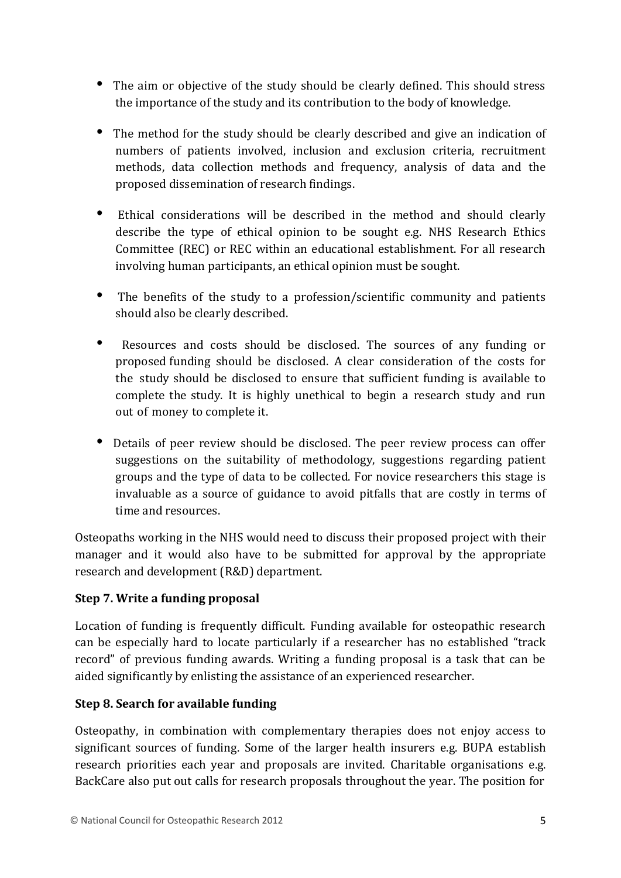- The aim or objective of the study should be clearly defined. This should stress the importance of the study and its contribution to the body of knowledge.

- The method for the study should be clearly described and give an indication of numbers of patients involved, inclusion and exclusion criteria, recruitment methods, data collection methods and frequency, analysis of data and the proposed dissemination of research findings.

- Ethical considerations will be described in the method and should clearly describe the type of ethical opinion to be sought e.g. NHS Research Ethics Committee (REC) or REC within an educational establishment. For all research involving human participants, an ethical opinion must be sought.

- The benefits of the study to a profession/scientific community and patients should also be clearly described.

- Resources and costs should be disclosed. The sources of any funding or proposed funding should be disclosed. A clear consideration of the costs for the study should be disclosed to ensure that sufficient funding is available to complete the study. It is highly unethical to begin a research study and run out of money to complete it.

- Details of peer review should be disclosed. The peer review process can offer suggestions on the suitability of methodology, suggestions regarding patient groups and the type of data to be collected. For novice researchers this stage is invaluable as a source of guidance to avoid pitfalls that are costly in terms of time and resources.

Osteopaths working in the NHS would need to discuss their proposed project with their manager and it would also have to be submitted for approval by the appropriate research and development (R&D) department.

**Step 7. Write a funding proposal**

Location of funding is frequently difficult. Funding available for osteopathic research can be especially hard to locate particularly if a researcher has no established "track record" of previous funding awards. Writing a funding proposal is a task that can be aided significantly by enlisting the assistance of an experienced researcher.

**Step 8. Search for available funding**

Osteopathy, in combination with complementary therapies does not enjoy access to significant sources of funding. Some of the larger health insurers e.g. BUPA establish research priorities each year and proposals are invited. Charitable organisations e.g. BackCare also put out calls for research proposals throughout the year. The position for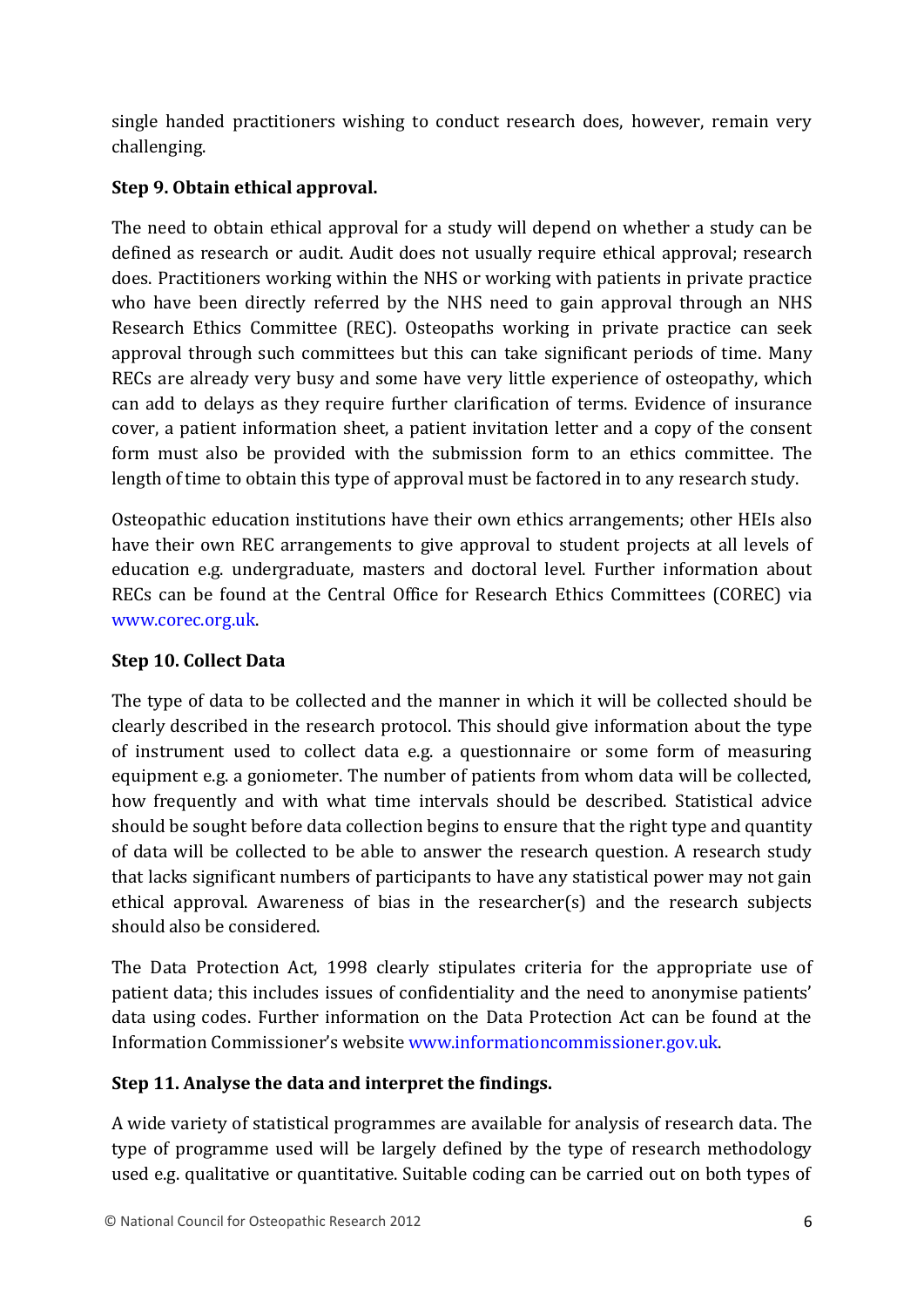single handed practitioners wishing to conduct research does, however, remain very challenging.

**Step 9. Obtain ethical approval.**

The need to obtain ethical approval for a study will depend on whether a study can be defined as research or audit. Audit does not usually require ethical approval; research does. Practitioners working within the NHS or working with patients in private practice who have been directly referred by the NHS need to gain approval through an NHS Research Ethics Committee (REC). Osteopaths working in private practice can seek approval through such committees but this can take significant periods of time. Many RECs are already very busy and some have very little experience of osteopathy, which can add to delays as they require further clarification of terms. Evidence of insurance cover, a patient information sheet, a patient invitation letter and a copy of the consent form must also be provided with the submission form to an ethics committee. The length of time to obtain this type of approval must be factored in to any research study.

Osteopathic education institutions have their own ethics arrangements; other HEIs also have their own REC arrangements to give approval to student projects at all levels of education e.g. undergraduate, masters and doctoral level. Further information about RECs can be found at the Central Office for Research Ethics Committees (COREC) via www.corec.org.uk.

**Step 10. Collect Data**

The type of data to be collected and the manner in which it will be collected should be clearly described in the research protocol. This should give information about the type of instrument used to collect data e.g. a questionnaire or some form of measuring equipment e.g. a goniometer. The number of patients from whom data will be collected, how frequently and with what time intervals should be described. Statistical advice should be sought before data collection begins to ensure that the right type and quantity of data will be collected to be able to answer the research question. A research study that lacks significant numbers of participants to have any statistical power may not gain ethical approval. Awareness of bias in the researcher(s) and the research subjects should also be considered.

The Data Protection Act, 1998 clearly stipulates criteria for the appropriate use of patient data; this includes issues of confidentiality and the need to anonymise patients' data using codes. Further information on the Data Protection Act can be found at the Information Commissioner's website www.informationcommissioner.gov.uk.

**Step 11. Analyse the data and interpret the findings.**

A wide variety of statistical programmes are available for analysis of research data. The type of programme used will be largely defined by the type of research methodology used e.g. qualitative or quantitative. Suitable coding can be carried out on both types of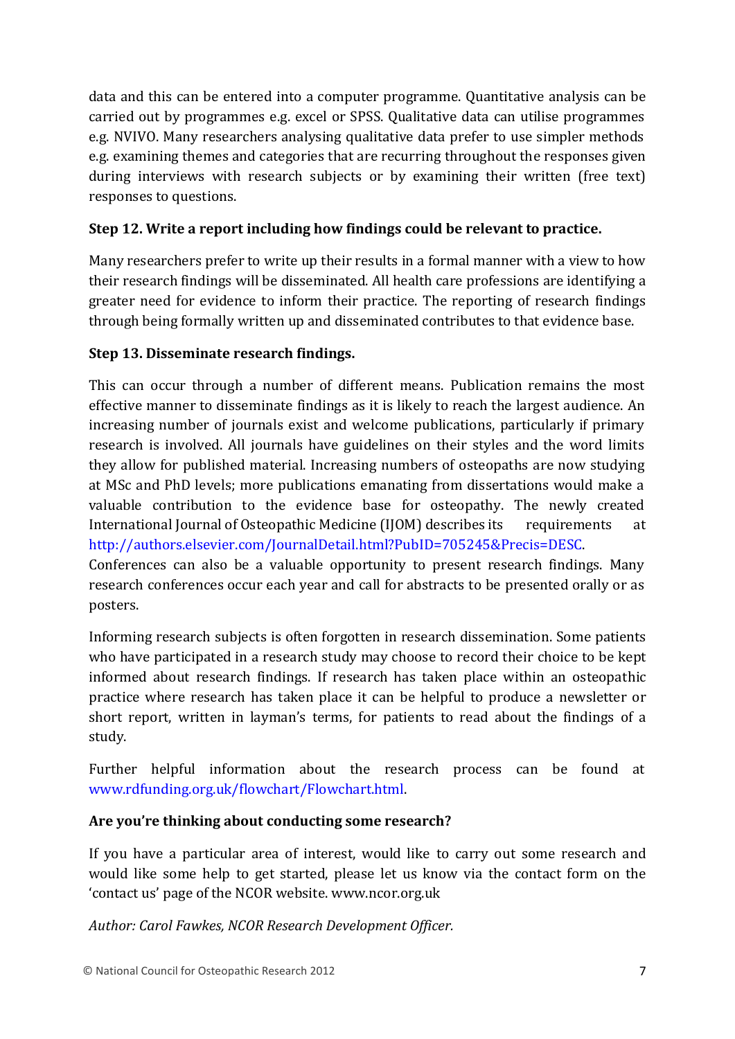data and this can be entered into a computer programme. Quantitative analysis can be carried out by programmes e.g. excel or SPSS. Qualitative data can utilise programmes e.g. NVIVO. Many researchers analysing qualitative data prefer to use simpler methods e.g. examining themes and categories that are recurring throughout the responses given during interviews with research subjects or by examining their written (free text) responses to questions.

**Step 12. Write a report including how findings could be relevant to practice.**

Many researchers prefer to write up their results in a formal manner with a view to how their research findings will be disseminated. All health care professions are identifying a greater need for evidence to inform their practice. The reporting of research findings through being formally written up and disseminated contributes to that evidence base.

**Step 13. Disseminate research findings.**

This can occur through a number of different means. Publication remains the most effective manner to disseminate findings as it is likely to reach the largest audience. An increasing number of journals exist and welcome publications, particularly if primary research is involved. All journals have guidelines on their styles and the word limits they allow for published material. Increasing numbers of osteopaths are now studying at MSc and PhD levels; more publications emanating from dissertations would make a valuable contribution to the evidence base for osteopathy. The newly created International Journal of Osteopathic Medicine (IJOM) describes its requirements at http://authors.elsevier.com/JournalDetail.html?PubID=705245&Precis=DESC.
Conferences can also be a valuable opportunity to present research findings. Many research conferences occur each year and call for abstracts to be presented orally or as posters.

Informing research subjects is often forgotten in research dissemination. Some patients who have participated in a research study may choose to record their choice to be kept informed about research findings. If research has taken place within an osteopathic practice where research has taken place it can be helpful to produce a newsletter or short report, written in layman's terms, for patients to read about the findings of a study.

Further helpful information about the research process can be found at www.rdfunding.org.uk/flowchart/Flowchart.html.

**Are you're thinking about conducting some research?**

If you have a particular area of interest, would like to carry out some research and would like some help to get started, please let us know via the contact form on the 'contact us' page of the NCOR website. www.ncor.org.uk

*Author: Carol Fawkes, NCOR Research Development Officer.*

© National Council for Osteopathic Research 2012